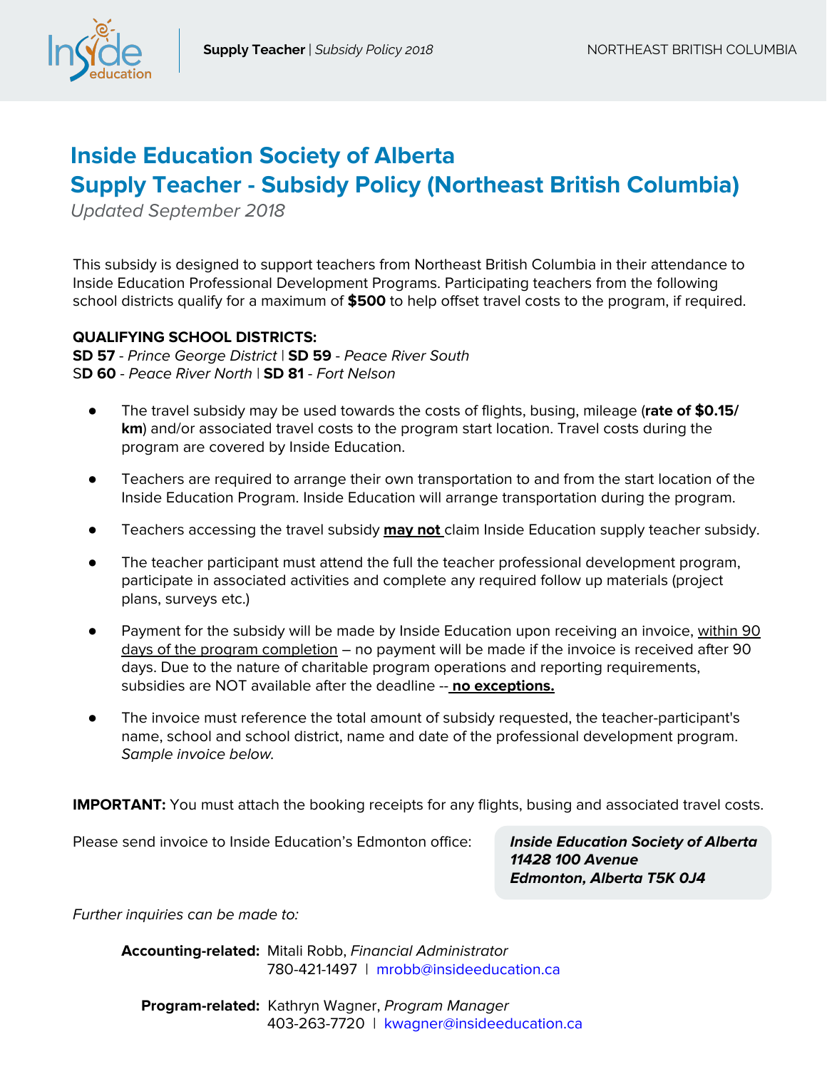# Inside Education Society of Alberta
# Supply Teacher - Subsidy Policy (Northeast British Columbia)

*Updated September 2018*

This subsidy is designed to support teachers from Northeast British Columbia in their attendance to Inside Education Professional Development Programs. Participating teachers from the following school districts qualify for a maximum of **$500** to help offset travel costs to the program, if required.

**QUALIFYING SCHOOL DISTRICTS:**
**SD 57** - *Prince George District* | **SD 59** - *Peace River South*
**SD 60** - *Peace River North* | **SD 81** - *Fort Nelson*

- The travel subsidy may be used towards the costs of flights, busing, mileage (**rate of $0.15/ km**) and/or associated travel costs to the program start location. Travel costs during the program are covered by Inside Education.
- Teachers are required to arrange their own transportation to and from the start location of the Inside Education Program. Inside Education will arrange transportation during the program.
- Teachers accessing the travel subsidy <u>**may not**</u> claim Inside Education supply teacher subsidy.
- The teacher participant must attend the full the teacher professional development program, participate in associated activities and complete any required follow up materials (project plans, surveys etc.)
- Payment for the subsidy will be made by Inside Education upon receiving an invoice, <u>within 90 days of the program completion</u> – no payment will be made if the invoice is received after 90 days. Due to the nature of charitable program operations and reporting requirements, subsidies are NOT available after the deadline -- <u>**no exceptions.**</u>
- The invoice must reference the total amount of subsidy requested, the teacher-participant's name, school and school district, name and date of the professional development program. *Sample invoice below.*

**IMPORTANT:** You must attach the booking receipts for any flights, busing and associated travel costs.

Please send invoice to Inside Education's Edmonton office:

***Inside Education Society of Alberta***
***11428 100 Avenue***
***Edmonton, Alberta T5K 0J4***

*Further inquiries can be made to:*

**Accounting-related:** Mitali Robb, *Financial Administrator*
780-421-1497 | mrobb@insideeducation.ca

**Program-related:** Kathryn Wagner, *Program Manager*
403-263-7720 | kwagner@insideeducation.ca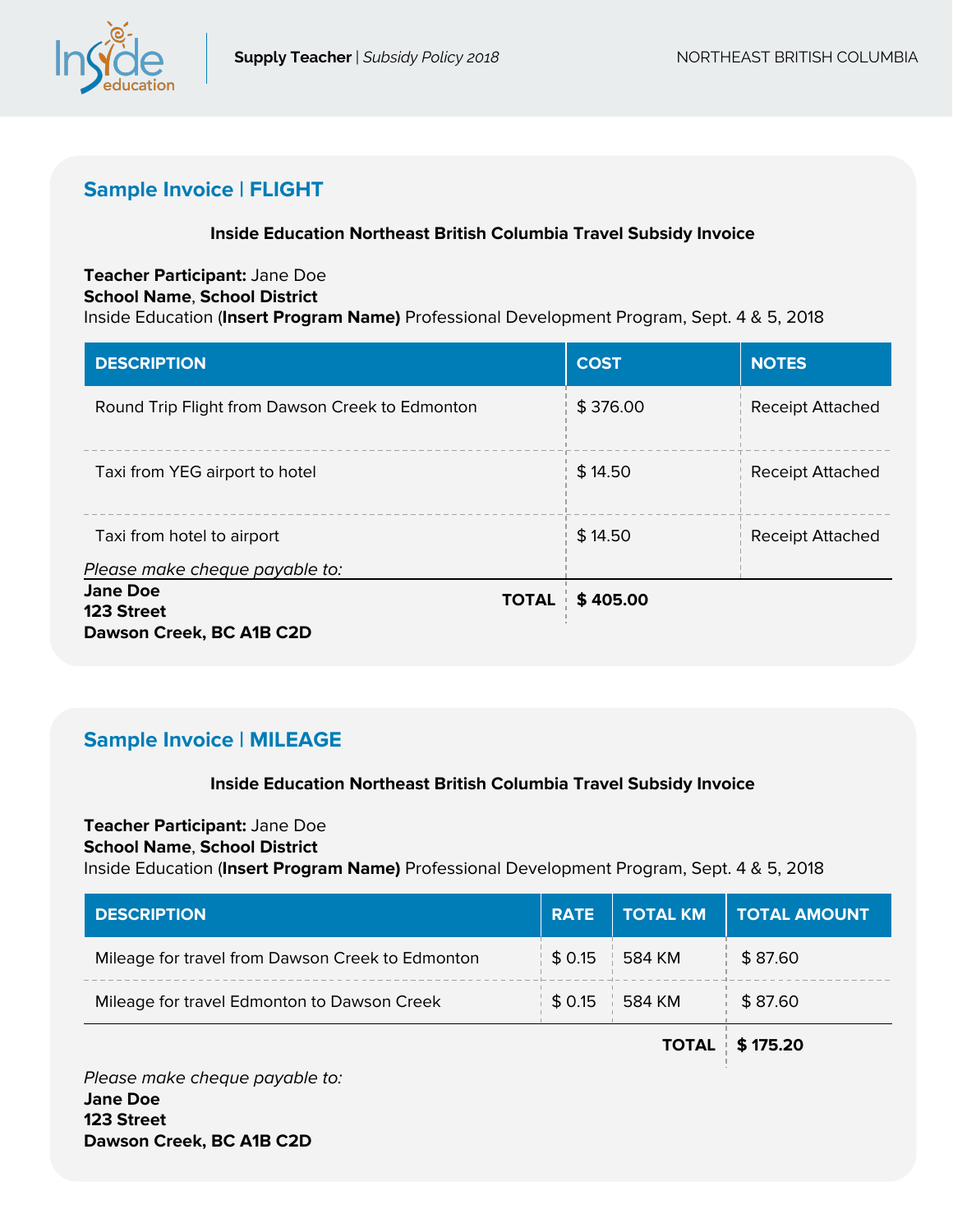## Sample Invoice | FLIGHT

**Inside Education Northeast British Columbia Travel Subsidy Invoice**

**Teacher Participant:** Jane Doe
**School Name**, **School District**
Inside Education (**Insert Program Name)** Professional Development Program, Sept. 4 & 5, 2018

| DESCRIPTION | COST | NOTES |
|---|---|---|
| Round Trip Flight from Dawson Creek to Edmonton | $ 376.00 | Receipt Attached |
| Taxi from YEG airport to hotel | $ 14.50 | Receipt Attached |
| Taxi from hotel to airport | $ 14.50 | Receipt Attached |
| **TOTAL** | **$ 405.00** | |

*Please make cheque payable to:*
**Jane Doe**
**123 Street**
**Dawson Creek, BC A1B C2D**

## Sample Invoice | MILEAGE

**Inside Education Northeast British Columbia Travel Subsidy Invoice**

**Teacher Participant:** Jane Doe
**School Name**, **School District**
Inside Education (**Insert Program Name)** Professional Development Program, Sept. 4 & 5, 2018

| DESCRIPTION | RATE | TOTAL KM | TOTAL AMOUNT |
|---|---|---|---|
| Mileage for travel from Dawson Creek to Edmonton | $ 0.15 | 584 KM | $ 87.60 |
| Mileage for travel Edmonton to Dawson Creek | $ 0.15 | 584 KM | $ 87.60 |
| | | **TOTAL** | **$ 175.20** |

*Please make cheque payable to:*
**Jane Doe**
**123 Street**
**Dawson Creek, BC A1B C2D**